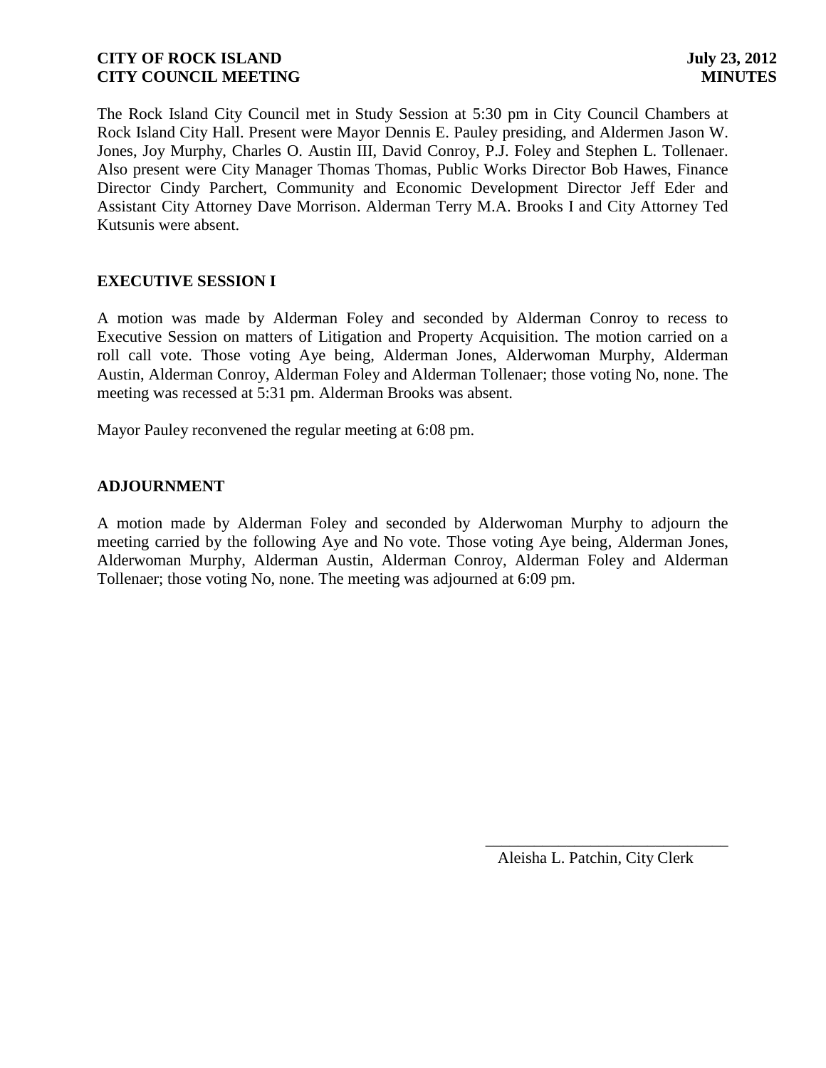**CITY OF ROCK ISLAND** **July 23, 2012**
**CITY COUNCIL MEETING** **MINUTES**

The Rock Island City Council met in Study Session at 5:30 pm in City Council Chambers at Rock Island City Hall. Present were Mayor Dennis E. Pauley presiding, and Aldermen Jason W. Jones, Joy Murphy, Charles O. Austin III, David Conroy, P.J. Foley and Stephen L. Tollenaer. Also present were City Manager Thomas Thomas, Public Works Director Bob Hawes, Finance Director Cindy Parchert, Community and Economic Development Director Jeff Eder and Assistant City Attorney Dave Morrison. Alderman Terry M.A. Brooks I and City Attorney Ted Kutsunis were absent.

## EXECUTIVE SESSION I

A motion was made by Alderman Foley and seconded by Alderman Conroy to recess to Executive Session on matters of Litigation and Property Acquisition. The motion carried on a roll call vote. Those voting Aye being, Alderman Jones, Alderwoman Murphy, Alderman Austin, Alderman Conroy, Alderman Foley and Alderman Tollenaer; those voting No, none. The meeting was recessed at 5:31 pm. Alderman Brooks was absent.

Mayor Pauley reconvened the regular meeting at 6:08 pm.

## ADJOURNMENT

A motion made by Alderman Foley and seconded by Alderwoman Murphy to adjourn the meeting carried by the following Aye and No vote. Those voting Aye being, Alderman Jones, Alderwoman Murphy, Alderman Austin, Alderman Conroy, Alderman Foley and Alderman Tollenaer; those voting No, none. The meeting was adjourned at 6:09 pm.

\_\_\_\_\_\_\_\_\_\_\_\_\_\_\_\_\_\_\_\_\_\_\_\_\_\_\_\_\_\_
Aleisha L. Patchin, City Clerk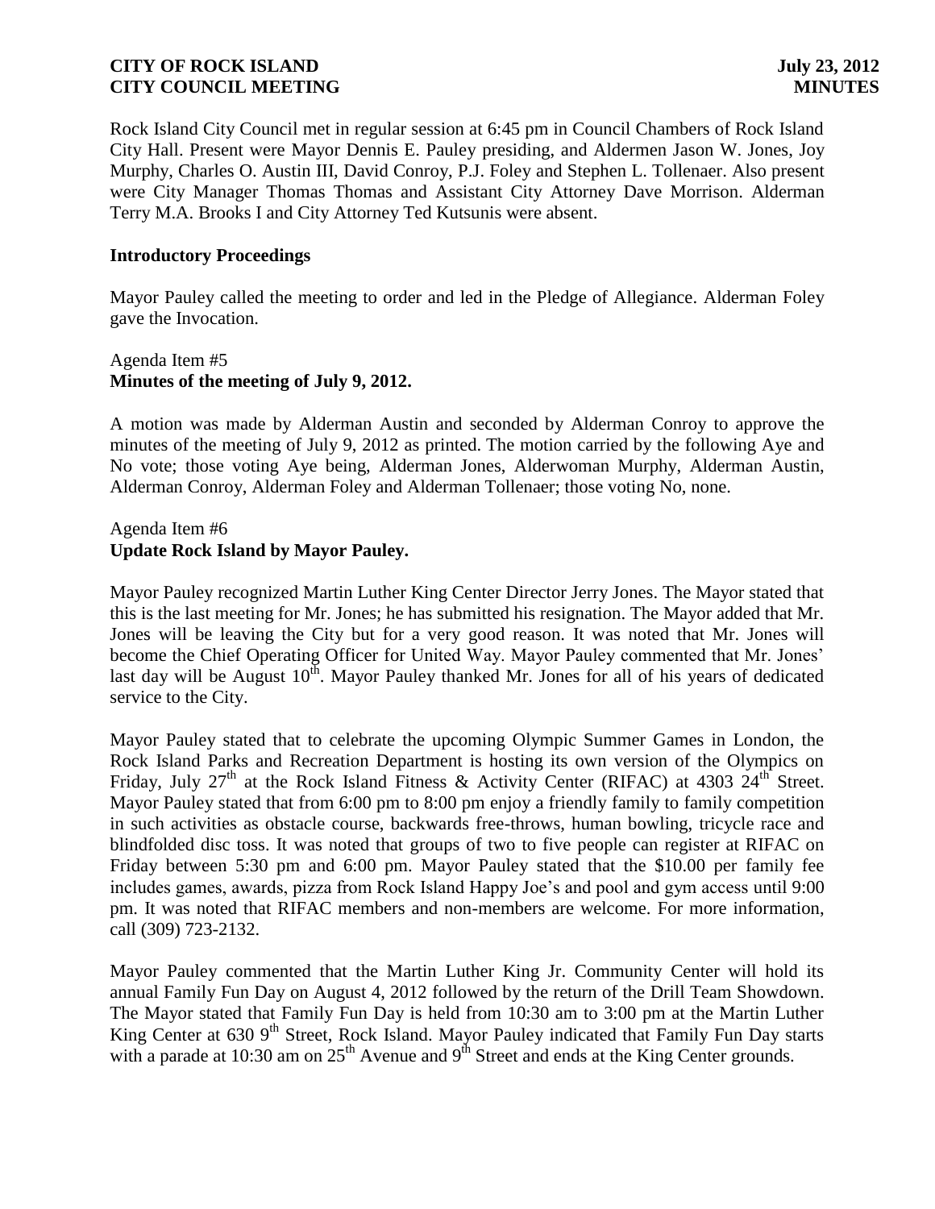Rock Island City Council met in regular session at 6:45 pm in Council Chambers of Rock Island City Hall. Present were Mayor Dennis E. Pauley presiding, and Aldermen Jason W. Jones, Joy Murphy, Charles O. Austin III, David Conroy, P.J. Foley and Stephen L. Tollenaer. Also present were City Manager Thomas Thomas and Assistant City Attorney Dave Morrison. Alderman Terry M.A. Brooks I and City Attorney Ted Kutsunis were absent.

**Introductory Proceedings**

Mayor Pauley called the meeting to order and led in the Pledge of Allegiance. Alderman Foley gave the Invocation.

Agenda Item #5
**Minutes of the meeting of July 9, 2012.**

A motion was made by Alderman Austin and seconded by Alderman Conroy to approve the minutes of the meeting of July 9, 2012 as printed. The motion carried by the following Aye and No vote; those voting Aye being, Alderman Jones, Alderwoman Murphy, Alderman Austin, Alderman Conroy, Alderman Foley and Alderman Tollenaer; those voting No, none.

Agenda Item #6
**Update Rock Island by Mayor Pauley.**

Mayor Pauley recognized Martin Luther King Center Director Jerry Jones. The Mayor stated that this is the last meeting for Mr. Jones; he has submitted his resignation. The Mayor added that Mr. Jones will be leaving the City but for a very good reason. It was noted that Mr. Jones will become the Chief Operating Officer for United Way. Mayor Pauley commented that Mr. Jones' last day will be August 10th. Mayor Pauley thanked Mr. Jones for all of his years of dedicated service to the City.

Mayor Pauley stated that to celebrate the upcoming Olympic Summer Games in London, the Rock Island Parks and Recreation Department is hosting its own version of the Olympics on Friday, July 27th at the Rock Island Fitness & Activity Center (RIFAC) at 4303 24th Street. Mayor Pauley stated that from 6:00 pm to 8:00 pm enjoy a friendly family to family competition in such activities as obstacle course, backwards free-throws, human bowling, tricycle race and blindfolded disc toss. It was noted that groups of two to five people can register at RIFAC on Friday between 5:30 pm and 6:00 pm. Mayor Pauley stated that the $10.00 per family fee includes games, awards, pizza from Rock Island Happy Joe's and pool and gym access until 9:00 pm. It was noted that RIFAC members and non-members are welcome. For more information, call (309) 723-2132.

Mayor Pauley commented that the Martin Luther King Jr. Community Center will hold its annual Family Fun Day on August 4, 2012 followed by the return of the Drill Team Showdown. The Mayor stated that Family Fun Day is held from 10:30 am to 3:00 pm at the Martin Luther King Center at 630 9th Street, Rock Island. Mayor Pauley indicated that Family Fun Day starts with a parade at 10:30 am on 25th Avenue and 9th Street and ends at the King Center grounds.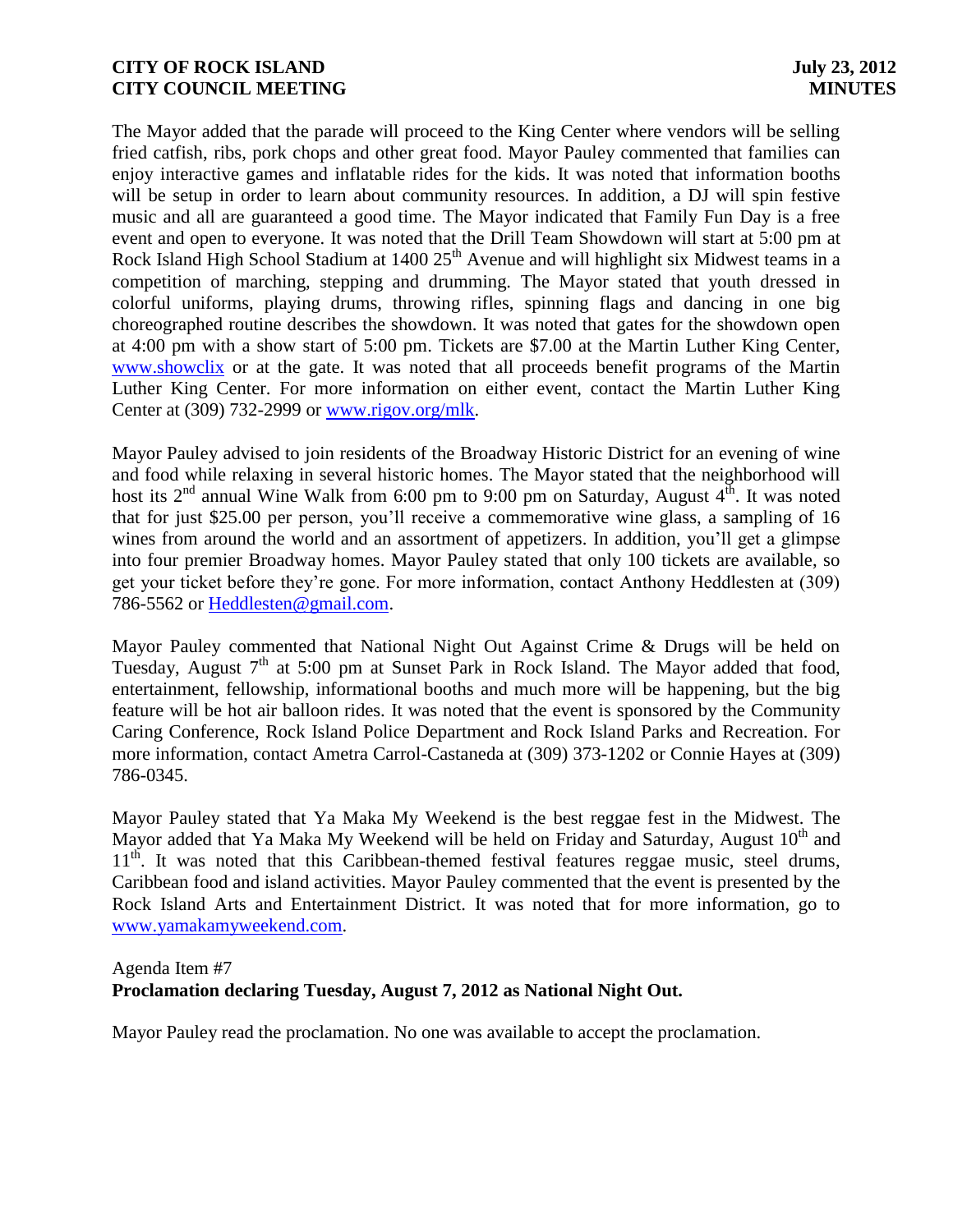The Mayor added that the parade will proceed to the King Center where vendors will be selling fried catfish, ribs, pork chops and other great food. Mayor Pauley commented that families can enjoy interactive games and inflatable rides for the kids. It was noted that information booths will be setup in order to learn about community resources. In addition, a DJ will spin festive music and all are guaranteed a good time. The Mayor indicated that Family Fun Day is a free event and open to everyone. It was noted that the Drill Team Showdown will start at 5:00 pm at Rock Island High School Stadium at 1400 25th Avenue and will highlight six Midwest teams in a competition of marching, stepping and drumming. The Mayor stated that youth dressed in colorful uniforms, playing drums, throwing rifles, spinning flags and dancing in one big choreographed routine describes the showdown. It was noted that gates for the showdown open at 4:00 pm with a show start of 5:00 pm. Tickets are $7.00 at the Martin Luther King Center, www.showclix or at the gate. It was noted that all proceeds benefit programs of the Martin Luther King Center. For more information on either event, contact the Martin Luther King Center at (309) 732-2999 or www.rigov.org/mlk.

Mayor Pauley advised to join residents of the Broadway Historic District for an evening of wine and food while relaxing in several historic homes. The Mayor stated that the neighborhood will host its 2nd annual Wine Walk from 6:00 pm to 9:00 pm on Saturday, August 4th. It was noted that for just $25.00 per person, you'll receive a commemorative wine glass, a sampling of 16 wines from around the world and an assortment of appetizers. In addition, you'll get a glimpse into four premier Broadway homes. Mayor Pauley stated that only 100 tickets are available, so get your ticket before they're gone. For more information, contact Anthony Heddlesten at (309) 786-5562 or Heddlesten@gmail.com.

Mayor Pauley commented that National Night Out Against Crime & Drugs will be held on Tuesday, August 7th at 5:00 pm at Sunset Park in Rock Island. The Mayor added that food, entertainment, fellowship, informational booths and much more will be happening, but the big feature will be hot air balloon rides. It was noted that the event is sponsored by the Community Caring Conference, Rock Island Police Department and Rock Island Parks and Recreation. For more information, contact Ametra Carrol-Castaneda at (309) 373-1202 or Connie Hayes at (309) 786-0345.

Mayor Pauley stated that Ya Maka My Weekend is the best reggae fest in the Midwest. The Mayor added that Ya Maka My Weekend will be held on Friday and Saturday, August 10th and 11th. It was noted that this Caribbean-themed festival features reggae music, steel drums, Caribbean food and island activities. Mayor Pauley commented that the event is presented by the Rock Island Arts and Entertainment District. It was noted that for more information, go to www.yamakamyweekend.com.

Agenda Item #7
**Proclamation declaring Tuesday, August 7, 2012 as National Night Out.**

Mayor Pauley read the proclamation. No one was available to accept the proclamation.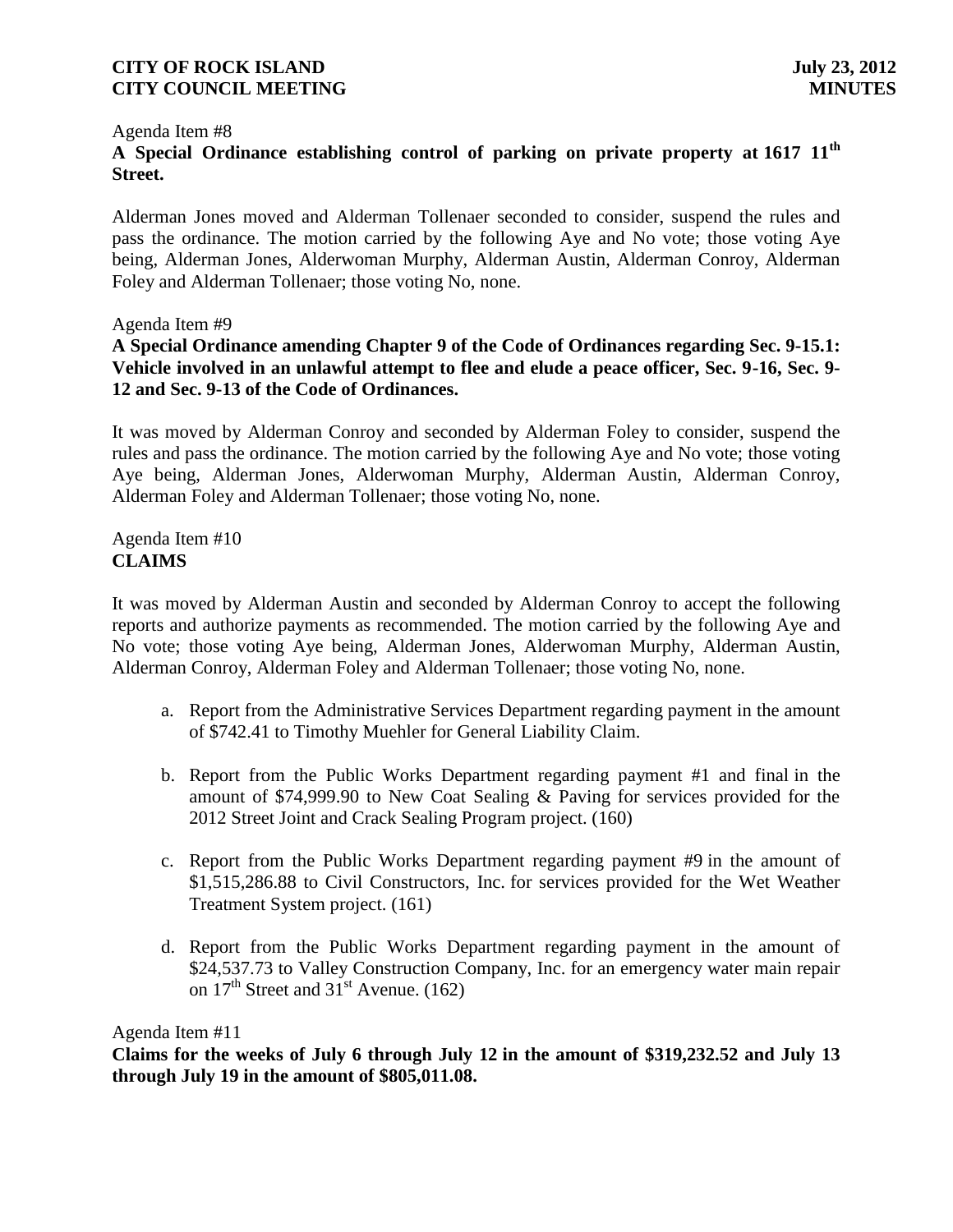Agenda Item #8

**A Special Ordinance establishing control of parking on private property at 1617 11th Street.**

Alderman Jones moved and Alderman Tollenaer seconded to consider, suspend the rules and pass the ordinance. The motion carried by the following Aye and No vote; those voting Aye being, Alderman Jones, Alderwoman Murphy, Alderman Austin, Alderman Conroy, Alderman Foley and Alderman Tollenaer; those voting No, none.

Agenda Item #9

**A Special Ordinance amending Chapter 9 of the Code of Ordinances regarding Sec. 9-15.1: Vehicle involved in an unlawful attempt to flee and elude a peace officer, Sec. 9-16, Sec. 9-12 and Sec. 9-13 of the Code of Ordinances.**

It was moved by Alderman Conroy and seconded by Alderman Foley to consider, suspend the rules and pass the ordinance. The motion carried by the following Aye and No vote; those voting Aye being, Alderman Jones, Alderwoman Murphy, Alderman Austin, Alderman Conroy, Alderman Foley and Alderman Tollenaer; those voting No, none.

Agenda Item #10

**CLAIMS**

It was moved by Alderman Austin and seconded by Alderman Conroy to accept the following reports and authorize payments as recommended. The motion carried by the following Aye and No vote; those voting Aye being, Alderman Jones, Alderwoman Murphy, Alderman Austin, Alderman Conroy, Alderman Foley and Alderman Tollenaer; those voting No, none.

a. Report from the Administrative Services Department regarding payment in the amount of $742.41 to Timothy Muehler for General Liability Claim.

b. Report from the Public Works Department regarding payment #1 and final in the amount of $74,999.90 to New Coat Sealing & Paving for services provided for the 2012 Street Joint and Crack Sealing Program project. (160)

c. Report from the Public Works Department regarding payment #9 in the amount of $1,515,286.88 to Civil Constructors, Inc. for services provided for the Wet Weather Treatment System project. (161)

d. Report from the Public Works Department regarding payment in the amount of $24,537.73 to Valley Construction Company, Inc. for an emergency water main repair on 17th Street and 31st Avenue. (162)

Agenda Item #11

**Claims for the weeks of July 6 through July 12 in the amount of $319,232.52 and July 13 through July 19 in the amount of $805,011.08.**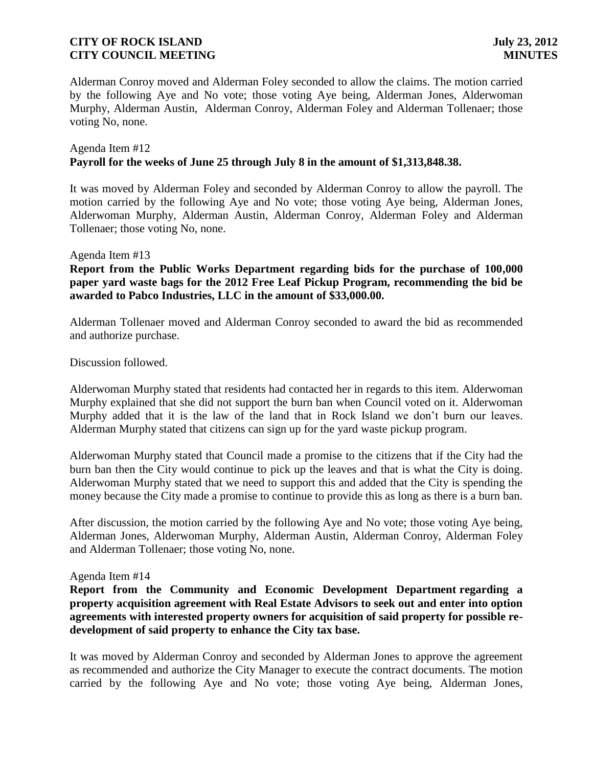Alderman Conroy moved and Alderman Foley seconded to allow the claims. The motion carried by the following Aye and No vote; those voting Aye being, Alderman Jones, Alderwoman Murphy, Alderman Austin, Alderman Conroy, Alderman Foley and Alderman Tollenaer; those voting No, none.

Agenda Item #12
**Payroll for the weeks of June 25 through July 8 in the amount of $1,313,848.38.**

It was moved by Alderman Foley and seconded by Alderman Conroy to allow the payroll. The motion carried by the following Aye and No vote; those voting Aye being, Alderman Jones, Alderwoman Murphy, Alderman Austin, Alderman Conroy, Alderman Foley and Alderman Tollenaer; those voting No, none.

Agenda Item #13
**Report from the Public Works Department regarding bids for the purchase of 100,000 paper yard waste bags for the 2012 Free Leaf Pickup Program, recommending the bid be awarded to Pabco Industries, LLC in the amount of $33,000.00.**

Alderman Tollenaer moved and Alderman Conroy seconded to award the bid as recommended and authorize purchase.

Discussion followed.

Alderwoman Murphy stated that residents had contacted her in regards to this item. Alderwoman Murphy explained that she did not support the burn ban when Council voted on it. Alderwoman Murphy added that it is the law of the land that in Rock Island we don't burn our leaves. Alderman Murphy stated that citizens can sign up for the yard waste pickup program.

Alderwoman Murphy stated that Council made a promise to the citizens that if the City had the burn ban then the City would continue to pick up the leaves and that is what the City is doing. Alderwoman Murphy stated that we need to support this and added that the City is spending the money because the City made a promise to continue to provide this as long as there is a burn ban.

After discussion, the motion carried by the following Aye and No vote; those voting Aye being, Alderman Jones, Alderwoman Murphy, Alderman Austin, Alderman Conroy, Alderman Foley and Alderman Tollenaer; those voting No, none.

Agenda Item #14
**Report from the Community and Economic Development Department regarding a property acquisition agreement with Real Estate Advisors to seek out and enter into option agreements with interested property owners for acquisition of said property for possible re-development of said property to enhance the City tax base.**

It was moved by Alderman Conroy and seconded by Alderman Jones to approve the agreement as recommended and authorize the City Manager to execute the contract documents. The motion carried by the following Aye and No vote; those voting Aye being, Alderman Jones,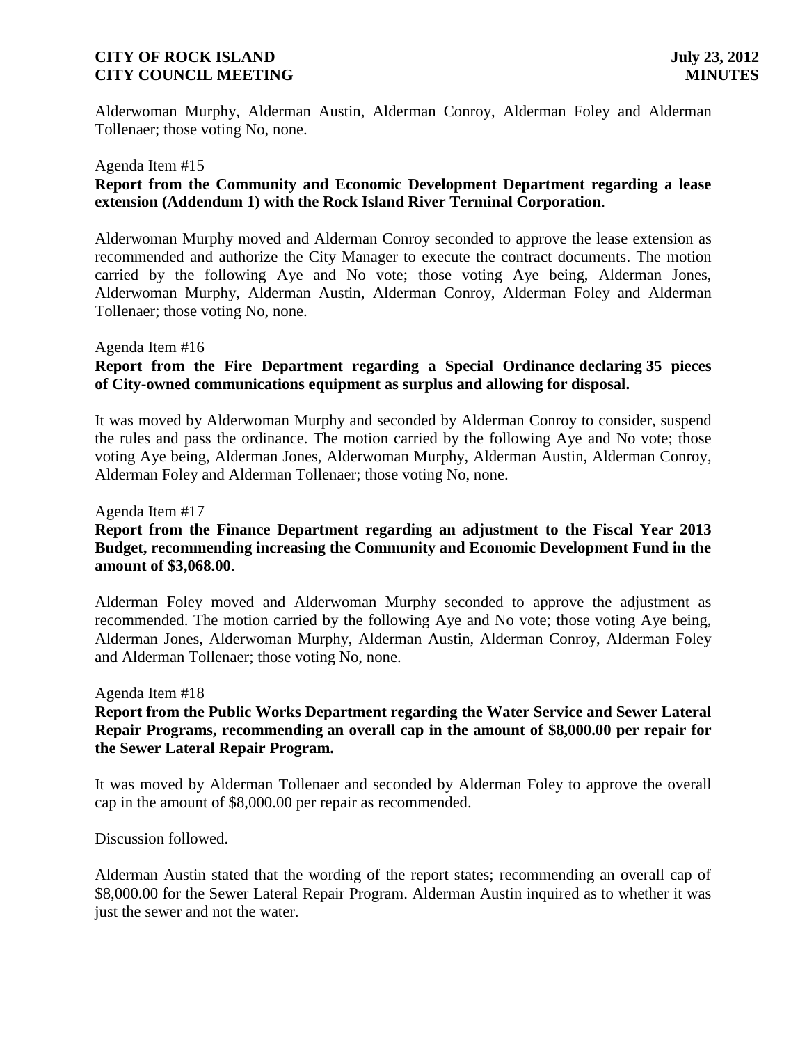Alderwoman Murphy, Alderman Austin, Alderman Conroy, Alderman Foley and Alderman Tollenaer; those voting No, none.

Agenda Item #15

**Report from the Community and Economic Development Department regarding a lease extension (Addendum 1) with the Rock Island River Terminal Corporation**.

Alderwoman Murphy moved and Alderman Conroy seconded to approve the lease extension as recommended and authorize the City Manager to execute the contract documents. The motion carried by the following Aye and No vote; those voting Aye being, Alderman Jones, Alderwoman Murphy, Alderman Austin, Alderman Conroy, Alderman Foley and Alderman Tollenaer; those voting No, none.

Agenda Item #16

**Report from the Fire Department regarding a Special Ordinance declaring 35 pieces of City-owned communications equipment as surplus and allowing for disposal.**

It was moved by Alderwoman Murphy and seconded by Alderman Conroy to consider, suspend the rules and pass the ordinance. The motion carried by the following Aye and No vote; those voting Aye being, Alderman Jones, Alderwoman Murphy, Alderman Austin, Alderman Conroy, Alderman Foley and Alderman Tollenaer; those voting No, none.

Agenda Item #17

**Report from the Finance Department regarding an adjustment to the Fiscal Year 2013 Budget, recommending increasing the Community and Economic Development Fund in the amount of $3,068.00**.

Alderman Foley moved and Alderwoman Murphy seconded to approve the adjustment as recommended. The motion carried by the following Aye and No vote; those voting Aye being, Alderman Jones, Alderwoman Murphy, Alderman Austin, Alderman Conroy, Alderman Foley and Alderman Tollenaer; those voting No, none.

Agenda Item #18

**Report from the Public Works Department regarding the Water Service and Sewer Lateral Repair Programs, recommending an overall cap in the amount of $8,000.00 per repair for the Sewer Lateral Repair Program.**

It was moved by Alderman Tollenaer and seconded by Alderman Foley to approve the overall cap in the amount of $8,000.00 per repair as recommended.

Discussion followed.

Alderman Austin stated that the wording of the report states; recommending an overall cap of $8,000.00 for the Sewer Lateral Repair Program. Alderman Austin inquired as to whether it was just the sewer and not the water.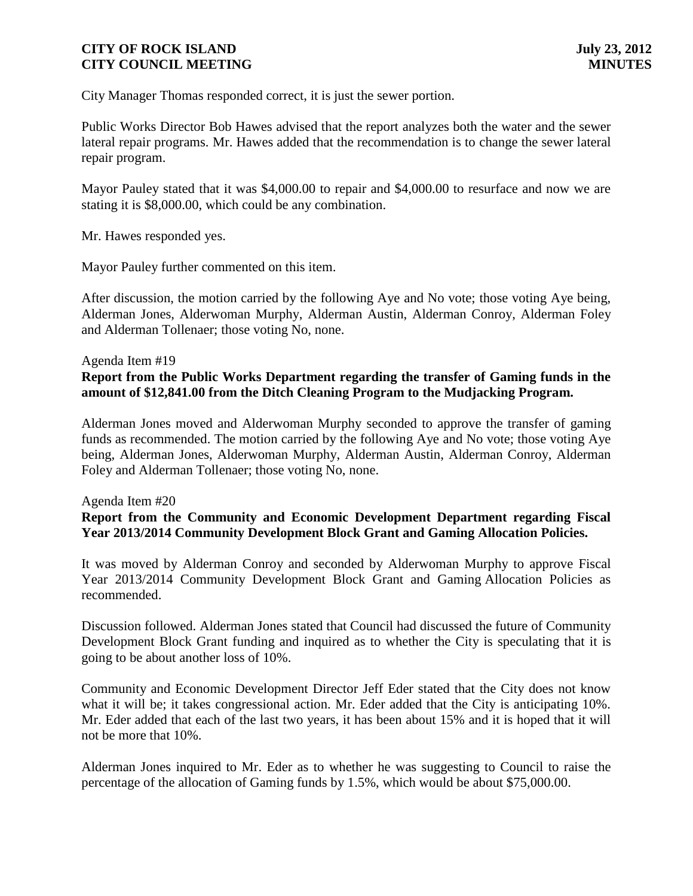City Manager Thomas responded correct, it is just the sewer portion.

Public Works Director Bob Hawes advised that the report analyzes both the water and the sewer lateral repair programs. Mr. Hawes added that the recommendation is to change the sewer lateral repair program.

Mayor Pauley stated that it was $4,000.00 to repair and $4,000.00 to resurface and now we are stating it is $8,000.00, which could be any combination.

Mr. Hawes responded yes.

Mayor Pauley further commented on this item.

After discussion, the motion carried by the following Aye and No vote; those voting Aye being, Alderman Jones, Alderwoman Murphy, Alderman Austin, Alderman Conroy, Alderman Foley and Alderman Tollenaer; those voting No, none.

Agenda Item #19

**Report from the Public Works Department regarding the transfer of Gaming funds in the amount of $12,841.00 from the Ditch Cleaning Program to the Mudjacking Program.**

Alderman Jones moved and Alderwoman Murphy seconded to approve the transfer of gaming funds as recommended. The motion carried by the following Aye and No vote; those voting Aye being, Alderman Jones, Alderwoman Murphy, Alderman Austin, Alderman Conroy, Alderman Foley and Alderman Tollenaer; those voting No, none.

Agenda Item #20

**Report from the Community and Economic Development Department regarding Fiscal Year 2013/2014 Community Development Block Grant and Gaming Allocation Policies.**

It was moved by Alderman Conroy and seconded by Alderwoman Murphy to approve Fiscal Year 2013/2014 Community Development Block Grant and Gaming Allocation Policies as recommended.

Discussion followed. Alderman Jones stated that Council had discussed the future of Community Development Block Grant funding and inquired as to whether the City is speculating that it is going to be about another loss of 10%.

Community and Economic Development Director Jeff Eder stated that the City does not know what it will be; it takes congressional action. Mr. Eder added that the City is anticipating 10%. Mr. Eder added that each of the last two years, it has been about 15% and it is hoped that it will not be more that 10%.

Alderman Jones inquired to Mr. Eder as to whether he was suggesting to Council to raise the percentage of the allocation of Gaming funds by 1.5%, which would be about $75,000.00.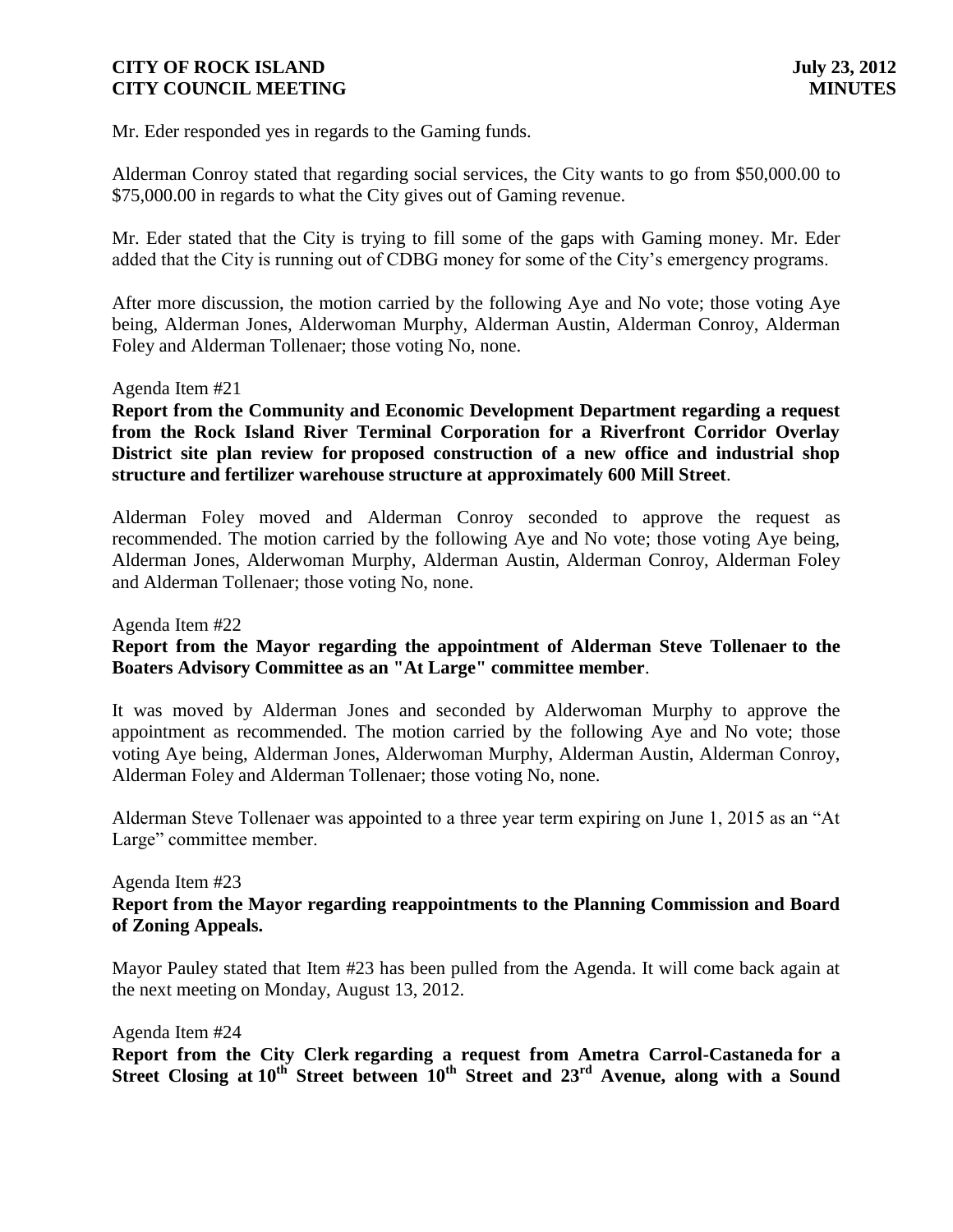Mr. Eder responded yes in regards to the Gaming funds.

Alderman Conroy stated that regarding social services, the City wants to go from \$50,000.00 to \$75,000.00 in regards to what the City gives out of Gaming revenue.

Mr. Eder stated that the City is trying to fill some of the gaps with Gaming money. Mr. Eder added that the City is running out of CDBG money for some of the City's emergency programs.

After more discussion, the motion carried by the following Aye and No vote; those voting Aye being, Alderman Jones, Alderwoman Murphy, Alderman Austin, Alderman Conroy, Alderman Foley and Alderman Tollenaer; those voting No, none.

Agenda Item #21

**Report from the Community and Economic Development Department regarding a request from the Rock Island River Terminal Corporation for a Riverfront Corridor Overlay District site plan review for proposed construction of a new office and industrial shop structure and fertilizer warehouse structure at approximately 600 Mill Street**.

Alderman Foley moved and Alderman Conroy seconded to approve the request as recommended. The motion carried by the following Aye and No vote; those voting Aye being, Alderman Jones, Alderwoman Murphy, Alderman Austin, Alderman Conroy, Alderman Foley and Alderman Tollenaer; those voting No, none.

Agenda Item #22

**Report from the Mayor regarding the appointment of Alderman Steve Tollenaer to the Boaters Advisory Committee as an "At Large" committee member**.

It was moved by Alderman Jones and seconded by Alderwoman Murphy to approve the appointment as recommended. The motion carried by the following Aye and No vote; those voting Aye being, Alderman Jones, Alderwoman Murphy, Alderman Austin, Alderman Conroy, Alderman Foley and Alderman Tollenaer; those voting No, none.

Alderman Steve Tollenaer was appointed to a three year term expiring on June 1, 2015 as an "At Large" committee member.

Agenda Item #23

**Report from the Mayor regarding reappointments to the Planning Commission and Board of Zoning Appeals.**

Mayor Pauley stated that Item #23 has been pulled from the Agenda. It will come back again at the next meeting on Monday, August 13, 2012.

Agenda Item #24

**Report from the City Clerk regarding a request from Ametra Carrol-Castaneda for a Street Closing at 10th Street between 10th Street and 23rd Avenue, along with a Sound**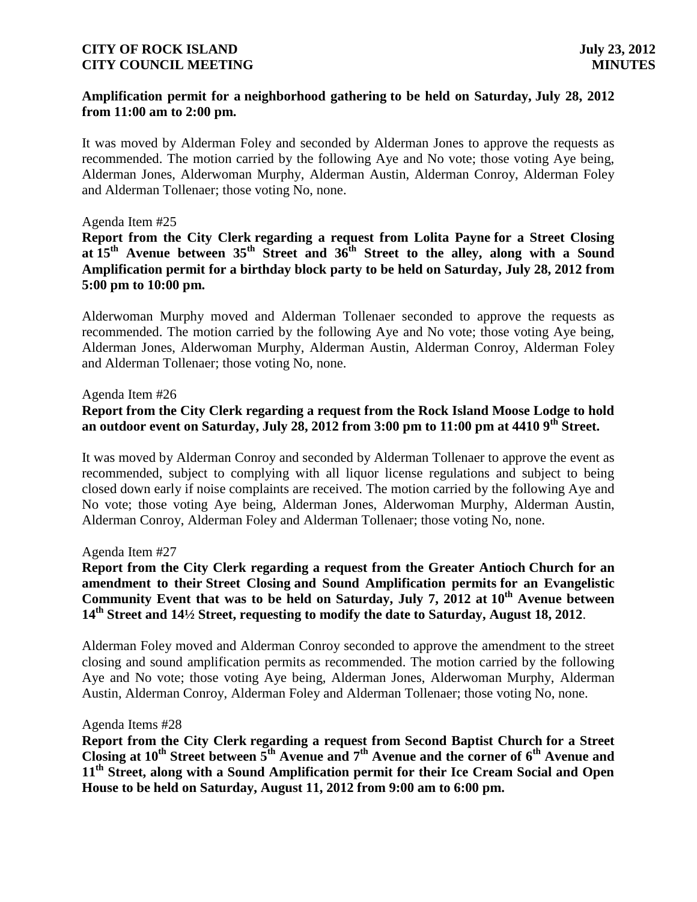**Amplification permit for a neighborhood gathering to be held on Saturday, July 28, 2012 from 11:00 am to 2:00 pm.**

It was moved by Alderman Foley and seconded by Alderman Jones to approve the requests as recommended. The motion carried by the following Aye and No vote; those voting Aye being, Alderman Jones, Alderwoman Murphy, Alderman Austin, Alderman Conroy, Alderman Foley and Alderman Tollenaer; those voting No, none.

Agenda Item #25

**Report from the City Clerk regarding a request from Lolita Payne for a Street Closing at 15th Avenue between 35th Street and 36th Street to the alley, along with a Sound Amplification permit for a birthday block party to be held on Saturday, July 28, 2012 from 5:00 pm to 10:00 pm.**

Alderwoman Murphy moved and Alderman Tollenaer seconded to approve the requests as recommended. The motion carried by the following Aye and No vote; those voting Aye being, Alderman Jones, Alderwoman Murphy, Alderman Austin, Alderman Conroy, Alderman Foley and Alderman Tollenaer; those voting No, none.

Agenda Item #26

**Report from the City Clerk regarding a request from the Rock Island Moose Lodge to hold an outdoor event on Saturday, July 28, 2012 from 3:00 pm to 11:00 pm at 4410 9th Street.**

It was moved by Alderman Conroy and seconded by Alderman Tollenaer to approve the event as recommended, subject to complying with all liquor license regulations and subject to being closed down early if noise complaints are received. The motion carried by the following Aye and No vote; those voting Aye being, Alderman Jones, Alderwoman Murphy, Alderman Austin, Alderman Conroy, Alderman Foley and Alderman Tollenaer; those voting No, none.

Agenda Item #27

**Report from the City Clerk regarding a request from the Greater Antioch Church for an amendment to their Street Closing and Sound Amplification permits for an Evangelistic Community Event that was to be held on Saturday, July 7, 2012 at 10th Avenue between 14th Street and 14½ Street, requesting to modify the date to Saturday, August 18, 2012**.

Alderman Foley moved and Alderman Conroy seconded to approve the amendment to the street closing and sound amplification permits as recommended. The motion carried by the following Aye and No vote; those voting Aye being, Alderman Jones, Alderwoman Murphy, Alderman Austin, Alderman Conroy, Alderman Foley and Alderman Tollenaer; those voting No, none.

Agenda Items #28

**Report from the City Clerk regarding a request from Second Baptist Church for a Street Closing at 10th Street between 5th Avenue and 7th Avenue and the corner of 6th Avenue and 11th Street, along with a Sound Amplification permit for their Ice Cream Social and Open House to be held on Saturday, August 11, 2012 from 9:00 am to 6:00 pm.**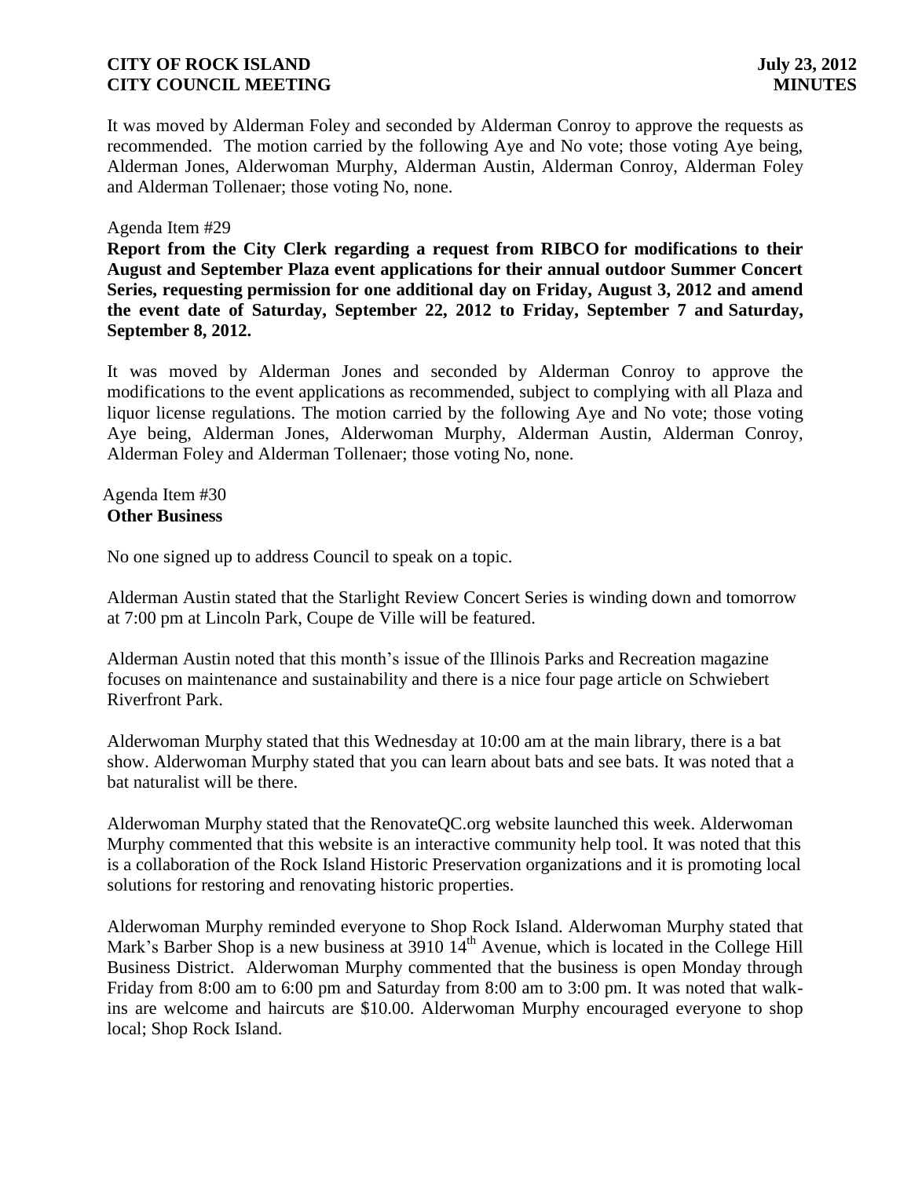It was moved by Alderman Foley and seconded by Alderman Conroy to approve the requests as recommended. The motion carried by the following Aye and No vote; those voting Aye being, Alderman Jones, Alderwoman Murphy, Alderman Austin, Alderman Conroy, Alderman Foley and Alderman Tollenaer; those voting No, none.

Agenda Item #29

**Report from the City Clerk regarding a request from RIBCO for modifications to their August and September Plaza event applications for their annual outdoor Summer Concert Series, requesting permission for one additional day on Friday, August 3, 2012 and amend the event date of Saturday, September 22, 2012 to Friday, September 7 and Saturday, September 8, 2012.**

It was moved by Alderman Jones and seconded by Alderman Conroy to approve the modifications to the event applications as recommended, subject to complying with all Plaza and liquor license regulations. The motion carried by the following Aye and No vote; those voting Aye being, Alderman Jones, Alderwoman Murphy, Alderman Austin, Alderman Conroy, Alderman Foley and Alderman Tollenaer; those voting No, none.

Agenda Item #30

**Other Business**

No one signed up to address Council to speak on a topic.

Alderman Austin stated that the Starlight Review Concert Series is winding down and tomorrow at 7:00 pm at Lincoln Park, Coupe de Ville will be featured.

Alderman Austin noted that this month's issue of the Illinois Parks and Recreation magazine focuses on maintenance and sustainability and there is a nice four page article on Schwiebert Riverfront Park.

Alderwoman Murphy stated that this Wednesday at 10:00 am at the main library, there is a bat show. Alderwoman Murphy stated that you can learn about bats and see bats. It was noted that a bat naturalist will be there.

Alderwoman Murphy stated that the RenovateQC.org website launched this week. Alderwoman Murphy commented that this website is an interactive community help tool. It was noted that this is a collaboration of the Rock Island Historic Preservation organizations and it is promoting local solutions for restoring and renovating historic properties.

Alderwoman Murphy reminded everyone to Shop Rock Island. Alderwoman Murphy stated that Mark's Barber Shop is a new business at 3910 14th Avenue, which is located in the College Hill Business District. Alderwoman Murphy commented that the business is open Monday through Friday from 8:00 am to 6:00 pm and Saturday from 8:00 am to 3:00 pm. It was noted that walk-ins are welcome and haircuts are $10.00. Alderwoman Murphy encouraged everyone to shop local; Shop Rock Island.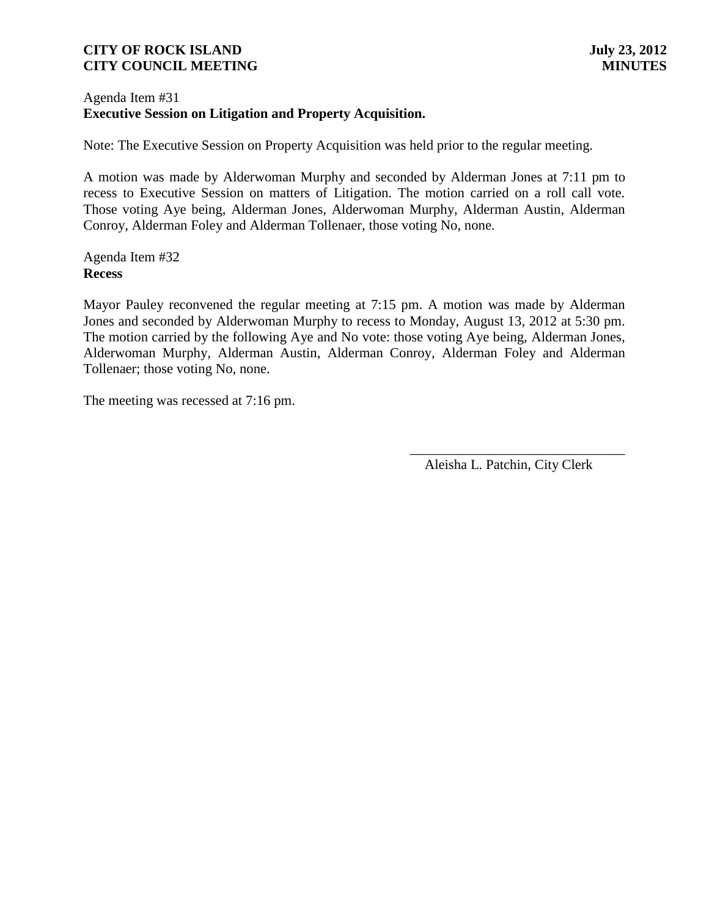Agenda Item #31

**Executive Session on Litigation and Property Acquisition.**

Note: The Executive Session on Property Acquisition was held prior to the regular meeting.

A motion was made by Alderwoman Murphy and seconded by Alderman Jones at 7:11 pm to recess to Executive Session on matters of Litigation. The motion carried on a roll call vote. Those voting Aye being, Alderman Jones, Alderwoman Murphy, Alderman Austin, Alderman Conroy, Alderman Foley and Alderman Tollenaer, those voting No, none.

Agenda Item #32

**Recess**

Mayor Pauley reconvened the regular meeting at 7:15 pm. A motion was made by Alderman Jones and seconded by Alderwoman Murphy to recess to Monday, August 13, 2012 at 5:30 pm. The motion carried by the following Aye and No vote: those voting Aye being, Alderman Jones, Alderwoman Murphy, Alderman Austin, Alderman Conroy, Alderman Foley and Alderman Tollenaer; those voting No, none.

The meeting was recessed at 7:16 pm.

\_\_\_\_\_\_\_\_\_\_\_\_\_\_\_\_\_\_\_\_\_\_\_\_\_\_\_\_\_\_\_\_

Aleisha L. Patchin, City Clerk